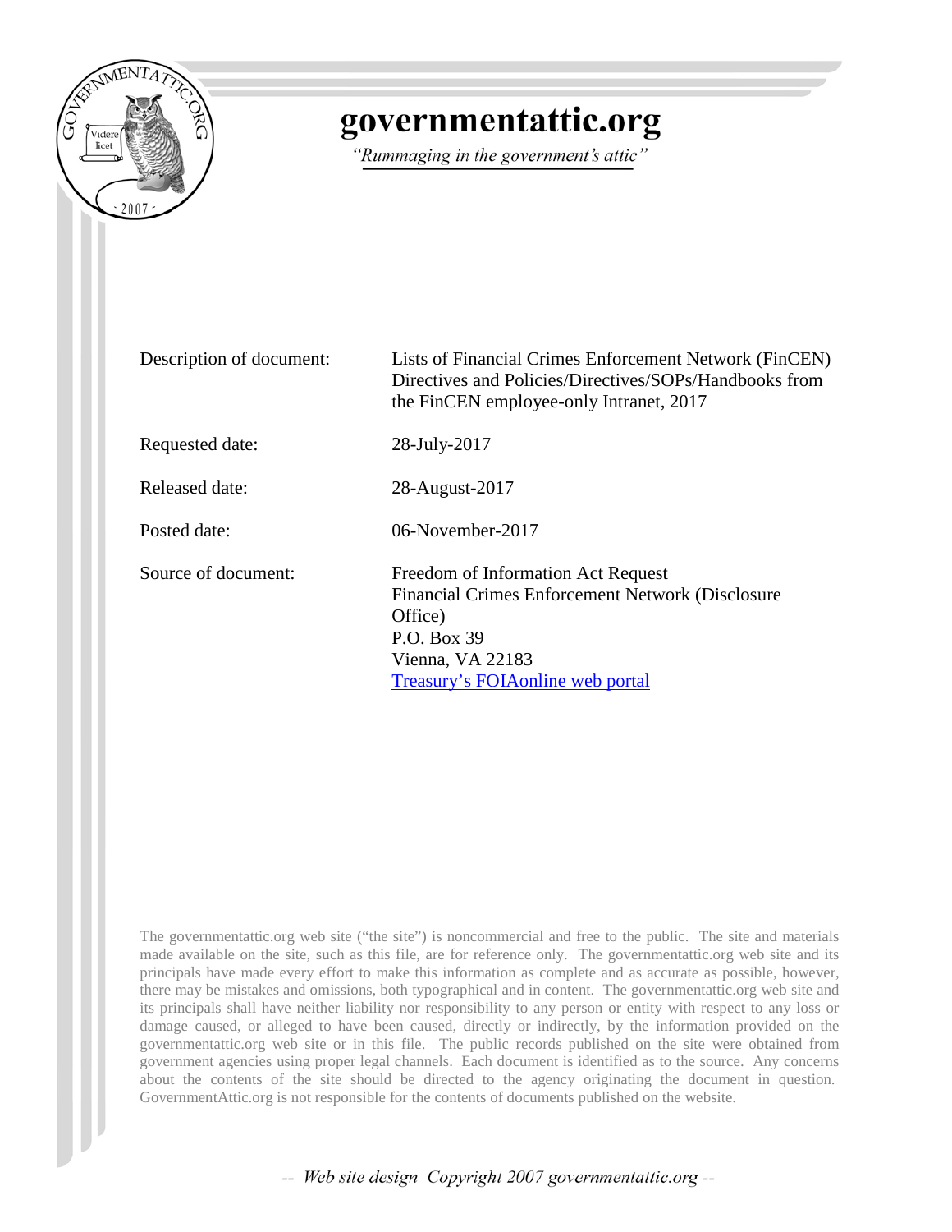# governmentattic.org

*"Rummaging in the government's attic"*

| | |
|---|---|
| Description of document: | Lists of Financial Crimes Enforcement Network (FinCEN) Directives and Policies/Directives/SOPs/Handbooks from the FinCEN employee-only Intranet, 2017 |
| Requested date: | 28-July-2017 |
| Released date: | 28-August-2017 |
| Posted date: | 06-November-2017 |
| Source of document: | Freedom of Information Act Request<br>Financial Crimes Enforcement Network (Disclosure Office)<br>P.O. Box 39<br>Vienna, VA 22183<br>[Treasury's FOIAonline web portal]() |

The governmentattic.org web site ("the site") is noncommercial and free to the public. The site and materials made available on the site, such as this file, are for reference only. The governmentattic.org web site and its principals have made every effort to make this information as complete and as accurate as possible, however, there may be mistakes and omissions, both typographical and in content. The governmentattic.org web site and its principals shall have neither liability nor responsibility to any person or entity with respect to any loss or damage caused, or alleged to have been caused, directly or indirectly, by the information provided on the governmentattic.org web site or in this file. The public records published on the site were obtained from government agencies using proper legal channels. Each document is identified as to the source. Any concerns about the contents of the site should be directed to the agency originating the document in question. GovernmentAttic.org is not responsible for the contents of documents published on the website.

-- Web site design Copyright 2007 governmentattic.org --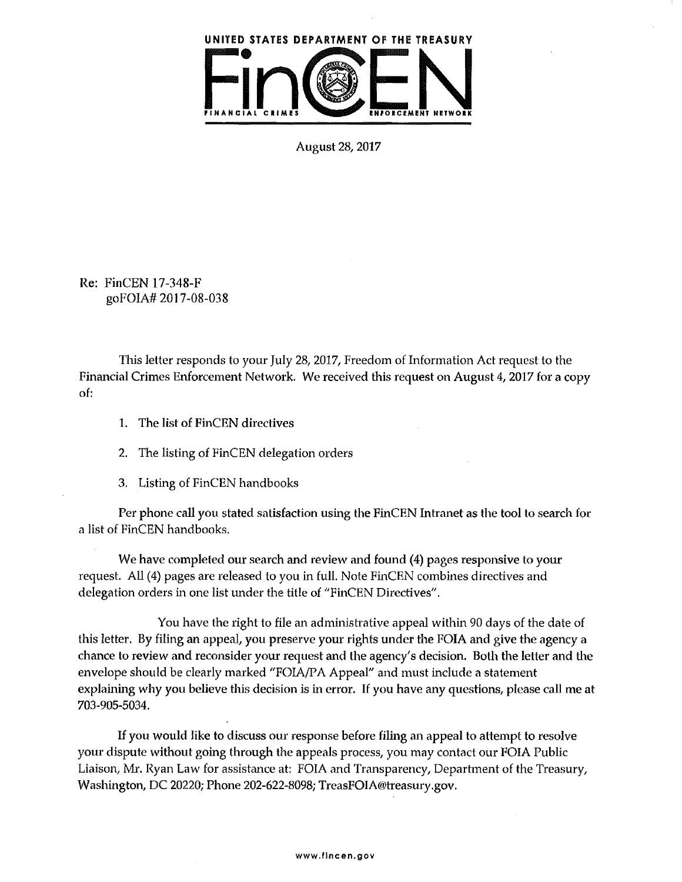UNITED STATES DEPARTMENT OF THE TREASURY

FinCEN

FINANCIAL CRIMES ENFORCEMENT NETWORK

August 28, 2017

Re: FinCEN 17-348-F
goFOIA# 2017-08-038

This letter responds to your July 28, 2017, Freedom of Information Act request to the Financial Crimes Enforcement Network. We received this request on August 4, 2017 for a copy of:

1. The list of FinCEN directives

2. The listing of FinCEN delegation orders

3. Listing of FinCEN handbooks

Per phone call you stated satisfaction using the FinCEN Intranet as the tool to search for a list of FinCEN handbooks.

We have completed our search and review and found (4) pages responsive to your request. All (4) pages are released to you in full. Note FinCEN combines directives and delegation orders in one list under the title of "FinCEN Directives".

You have the right to file an administrative appeal within 90 days of the date of this letter. By filing an appeal, you preserve your rights under the FOIA and give the agency a chance to review and reconsider your request and the agency's decision. Both the letter and the envelope should be clearly marked "FOIA/PA Appeal" and must include a statement explaining why you believe this decision is in error. If you have any questions, please call me at 703-905-5034.

If you would like to discuss our response before filing an appeal to attempt to resolve your dispute without going through the appeals process, you may contact our FOIA Public Liaison, Mr. Ryan Law for assistance at: FOIA and Transparency, Department of the Treasury, Washington, DC 20220; Phone 202-622-8098; TreasFOIA@treasury.gov.

www.fincen.gov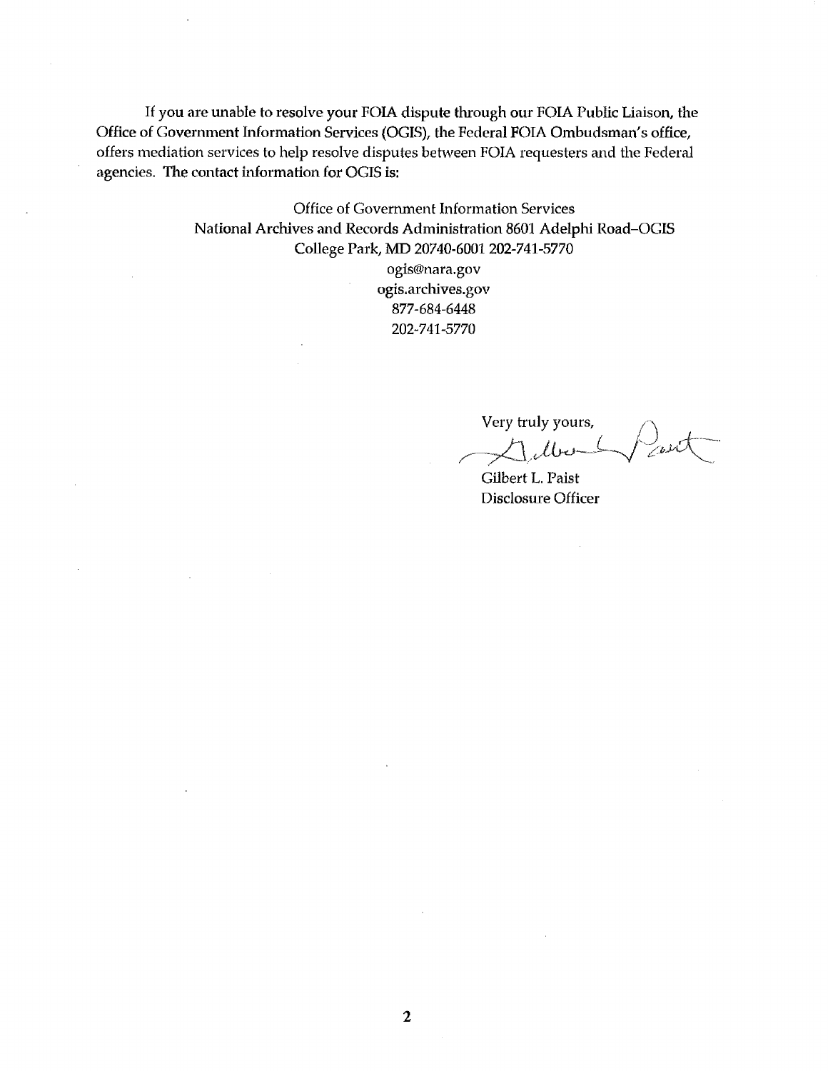If you are unable to resolve your FOIA dispute through our FOIA Public Liaison, the Office of Government Information Services (OGIS), the Federal FOIA Ombudsman's office, offers mediation services to help resolve disputes between FOIA requesters and the Federal agencies. The contact information for OGIS is:

Office of Government Information Services
National Archives and Records Administration 8601 Adelphi Road–OGIS
College Park, MD 20740-6001 202-741-5770
ogis@nara.gov
ogis.archives.gov
877-684-6448
202-741-5770

Very truly yours,

Gilbert L. Paist
Disclosure Officer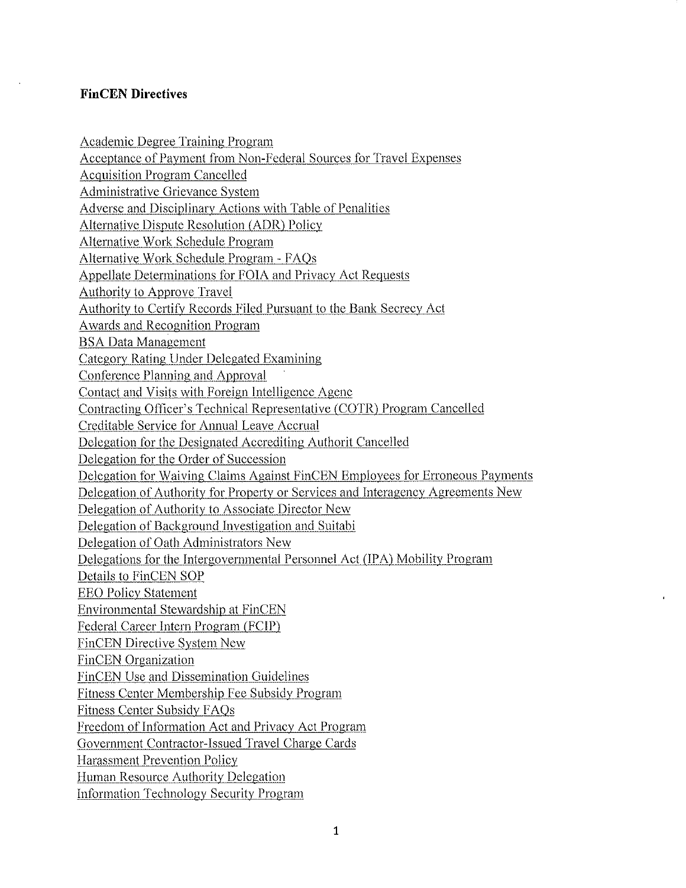**FinCEN Directives**

Academic Degree Training Program
Acceptance of Payment from Non-Federal Sources for Travel Expenses
Acquisition Program Cancelled
Administrative Grievance System
Adverse and Disciplinary Actions with Table of Penalities
Alternative Dispute Resolution (ADR) Policy
Alternative Work Schedule Program
Alternative Work Schedule Program - FAQs
Appellate Determinations for FOIA and Privacy Act Requests
Authority to Approve Travel
Authority to Certify Records Filed Pursuant to the Bank Secrecy Act
Awards and Recognition Program
BSA Data Management
Category Rating Under Delegated Examining
Conference Planning and Approval
Contact and Visits with Foreign Intelligence Agenc
Contracting Officer's Technical Representative (COTR) Program Cancelled
Creditable Service for Annual Leave Accrual
Delegation for the Designated Accrediting Authorit Cancelled
Delegation for the Order of Succession
Delegation for Waiving Claims Against FinCEN Employees for Erroneous Payments
Delegation of Authority for Property or Services and Interagency Agreements New
Delegation of Authority to Associate Director New
Delegation of Background Investigation and Suitabi
Delegation of Oath Administrators New
Delegations for the Intergovernmental Personnel Act (IPA) Mobility Program
Details to FinCEN SOP
EEO Policy Statement
Environmental Stewardship at FinCEN
Federal Career Intern Program (FCIP)
FinCEN Directive System New
FinCEN Organization
FinCEN Use and Dissemination Guidelines
Fitness Center Membership Fee Subsidy Program
Fitness Center Subsidy FAQs
Freedom of Information Act and Privacy Act Program
Government Contractor-Issued Travel Charge Cards
Harassment Prevention Policy
Human Resource Authority Delegation
Information Technology Security Program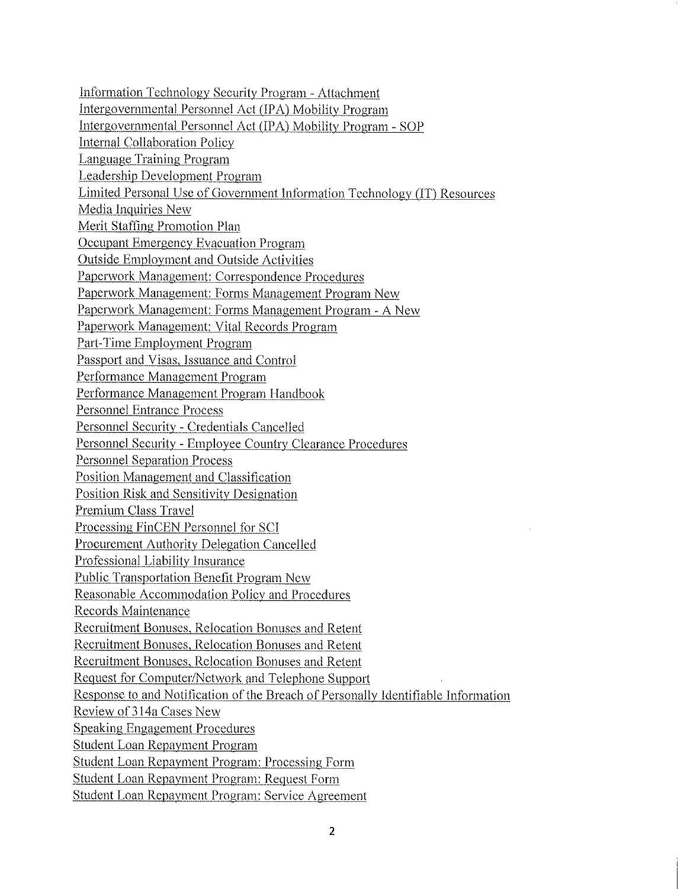Information Technology Security Program - Attachment

Intergovernmental Personnel Act (IPA) Mobility Program

Intergovernmental Personnel Act (IPA) Mobility Program - SOP

Internal Collaboration Policy

Language Training Program

Leadership Development Program

Limited Personal Use of Government Information Technology (IT) Resources

Media Inquiries New

Merit Staffing Promotion Plan

Occupant Emergency Evacuation Program

Outside Employment and Outside Activities

Paperwork Management: Correspondence Procedures

Paperwork Management: Forms Management Program New

Paperwork Management: Forms Management Program - A New

Paperwork Management: Vital Records Program

Part-Time Employment Program

Passport and Visas, Issuance and Control

Performance Management Program

Performance Management Program Handbook

Personnel Entrance Process

Personnel Security - Credentials Cancelled

Personnel Security - Employee Country Clearance Procedures

Personnel Separation Process

Position Management and Classification

Position Risk and Sensitivity Designation

Premium Class Travel

Processing FinCEN Personnel for SCI

Procurement Authority Delegation Cancelled

Professional Liability Insurance

Public Transportation Benefit Program New

Reasonable Accommodation Policy and Procedures

Records Maintenance

Recruitment Bonuses, Relocation Bonuses and Retent

Recruitment Bonuses, Relocation Bonuses and Retent

Recruitment Bonuses, Relocation Bonuses and Retent

Request for Computer/Network and Telephone Support

Response to and Notification of the Breach of Personally Identifiable Information

Review of 314a Cases New

Speaking Engagement Procedures

Student Loan Repayment Program

Student Loan Repayment Program: Processing Form

Student Loan Repayment Program: Request Form

Student Loan Repayment Program: Service Agreement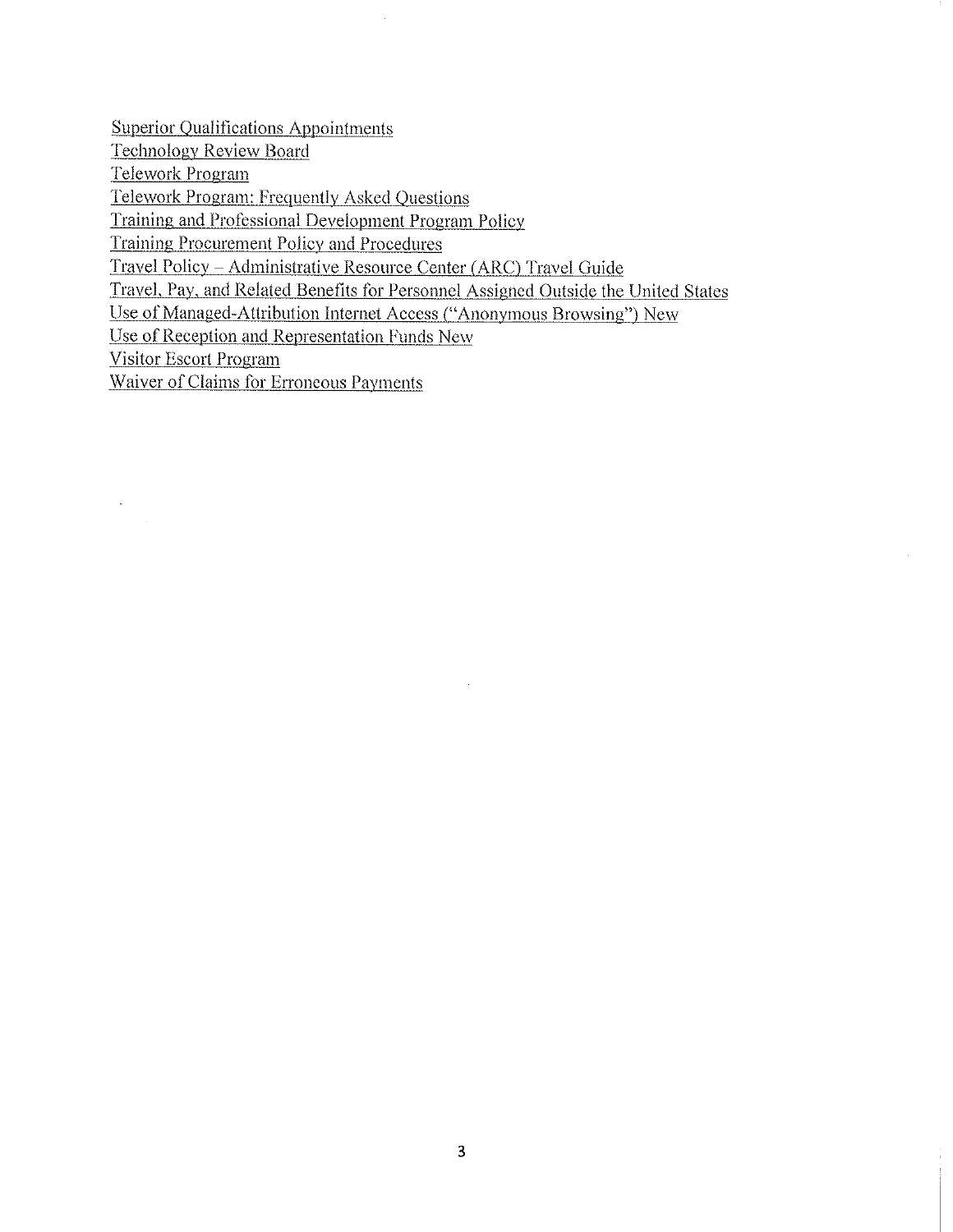Superior Qualifications Appointments
Technology Review Board
Telework Program
Telework Program: Frequently Asked Questions
Training and Professional Development Program Policy
Training Procurement Policy and Procedures
Travel Policy – Administrative Resource Center (ARC) Travel Guide
Travel, Pay, and Related Benefits for Personnel Assigned Outside the United States
Use of Managed-Attribution Internet Access ("Anonymous Browsing") New
Use of Reception and Representation Funds New
Visitor Escort Program
Waiver of Claims for Erroneous Payments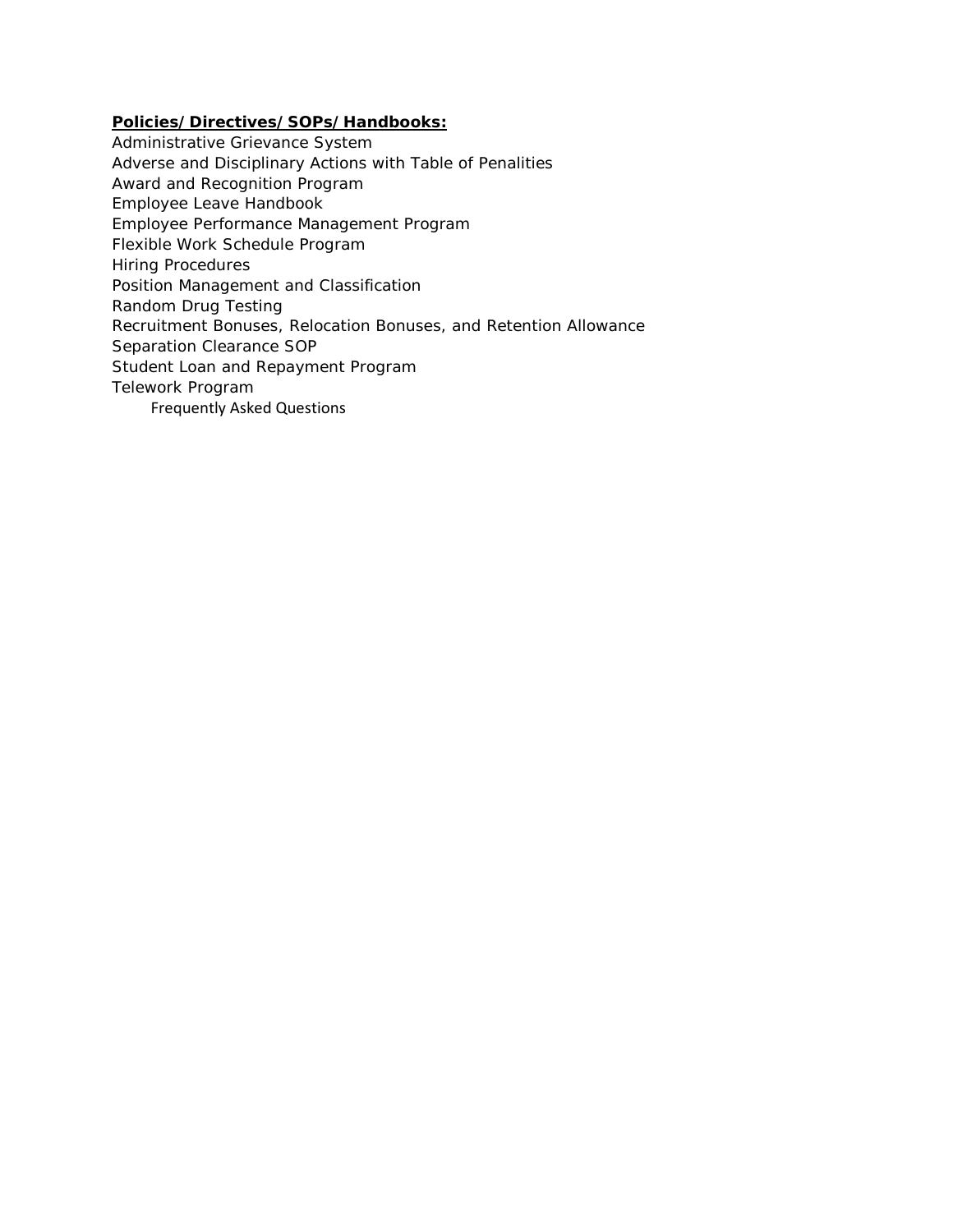**<u>Policies/Directives/SOPs/Handbooks:</u>**

Administrative Grievance System
Adverse and Disciplinary Actions with Table of Penalities
Award and Recognition Program
Employee Leave Handbook
Employee Performance Management Program
Flexible Work Schedule Program
Hiring Procedures
Position Management and Classification
Random Drug Testing
Recruitment Bonuses, Relocation Bonuses, and Retention Allowance
Separation Clearance SOP
Student Loan and Repayment Program
Telework Program
- Frequently Asked Questions